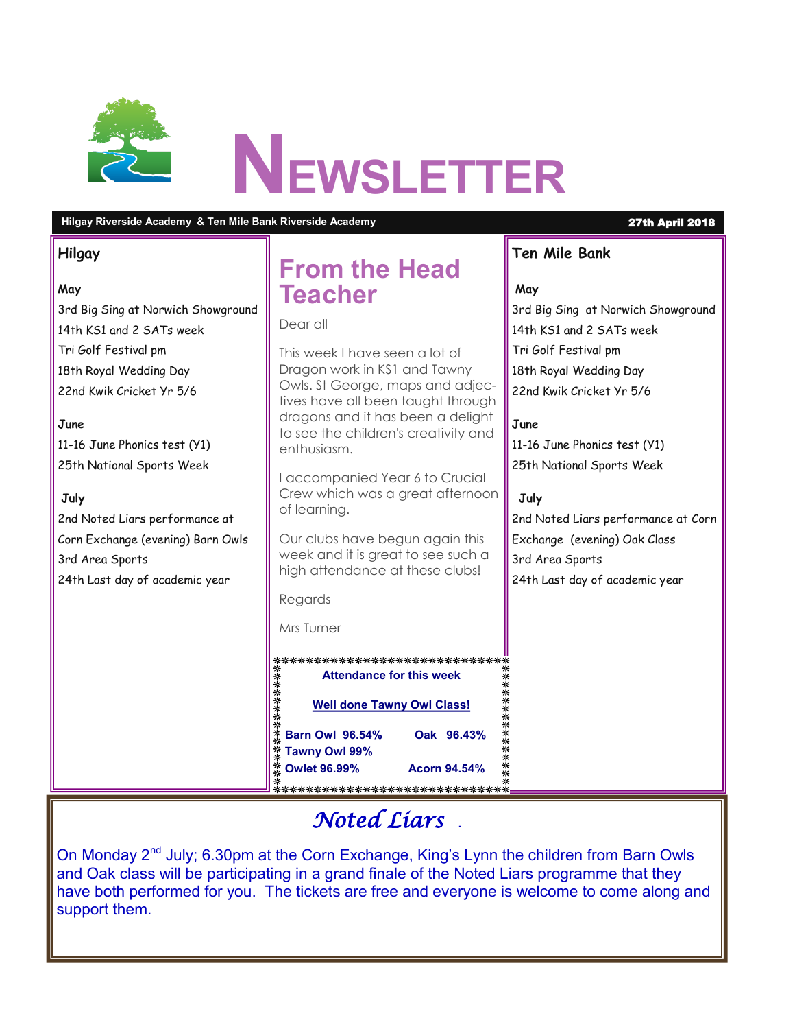# NEWSLETTER

**Hilgay Riverside Academy & Ten Mile Bank Riverside Academy** — **27th April 2018**

## Hilgay

**May**

3rd Big Sing at Norwich Showground
14th KS1 and 2 SATs week
Tri Golf Festival pm
18th Royal Wedding Day
22nd Kwik Cricket Yr 5/6

**June**

11-16 June Phonics test (Y1)
25th National Sports Week

**July**

2nd Noted Liars performance at Corn Exchange (evening) Barn Owls
3rd Area Sports
24th Last day of academic year

## From the Head Teacher

Dear all

This week I have seen a lot of Dragon work in KS1 and Tawny Owls. St George, maps and adjectives have all been taught through dragons and it has been a delight to see the children's creativity and enthusiasm.

I accompanied Year 6 to Crucial Crew which was a great afternoon of learning.

Our clubs have begun again this week and it is great to see such a high attendance at these clubs!

Regards

Mrs Turner

**Attendance for this week**

**Well done Tawny Owl Class!**

**Barn Owl 96.54%** **Oak 96.43%**
**Tawny Owl 99%**
**Owlet 96.99%** **Acorn 94.54%**

## Ten Mile Bank

**May**

3rd Big Sing at Norwich Showground
14th KS1 and 2 SATs week
Tri Golf Festival pm
18th Royal Wedding Day
22nd Kwik Cricket Yr 5/6

**June**

11-16 June Phonics test (Y1)
25th National Sports Week

**July**

2nd Noted Liars performance at Corn Exchange (evening) Oak Class
3rd Area Sports
24th Last day of academic year

## *Noted Liars*

On Monday 2nd July; 6.30pm at the Corn Exchange, King's Lynn the children from Barn Owls and Oak class will be participating in a grand finale of the Noted Liars programme that they have both performed for you. The tickets are free and everyone is welcome to come along and support them.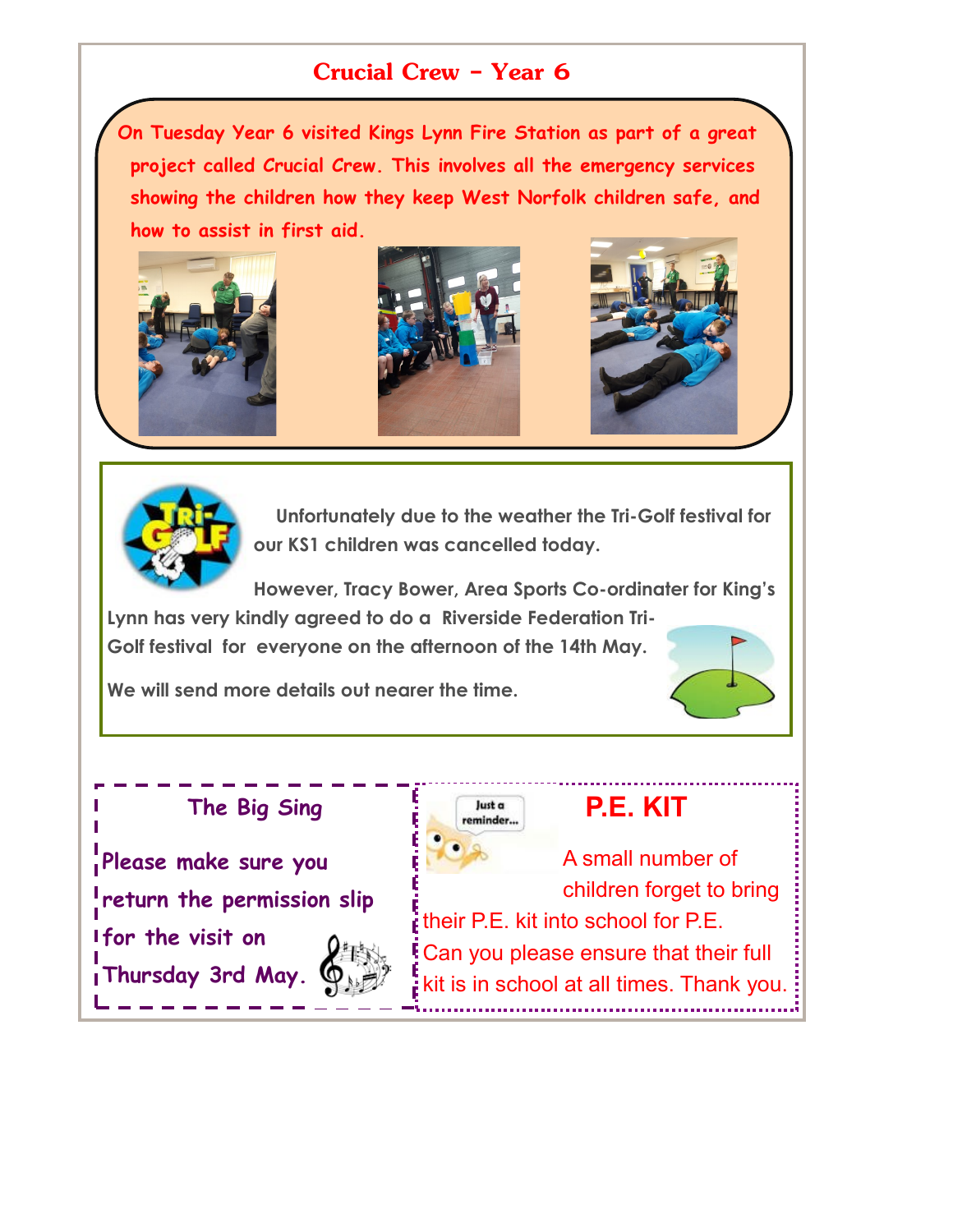## Crucial Crew - Year 6

On Tuesday Year 6 visited Kings Lynn Fire Station as part of a great project called Crucial Crew. This involves all the emergency services showing the children how they keep West Norfolk children safe, and how to assist in first aid.

Unfortunately due to the weather the Tri-Golf festival for our KS1 children was cancelled today.

However, Tracy Bower, Area Sports Co-ordinater for King's Lynn has very kindly agreed to do a Riverside Federation Tri-Golf festival for everyone on the afternoon of the 14th May.

We will send more details out nearer the time.

### The Big Sing

Please make sure you return the permission slip for the visit on Thursday 3rd May.

### P.E. KIT

A small number of children forget to bring their P.E. kit into school for P.E. Can you please ensure that their full kit is in school at all times. Thank you.